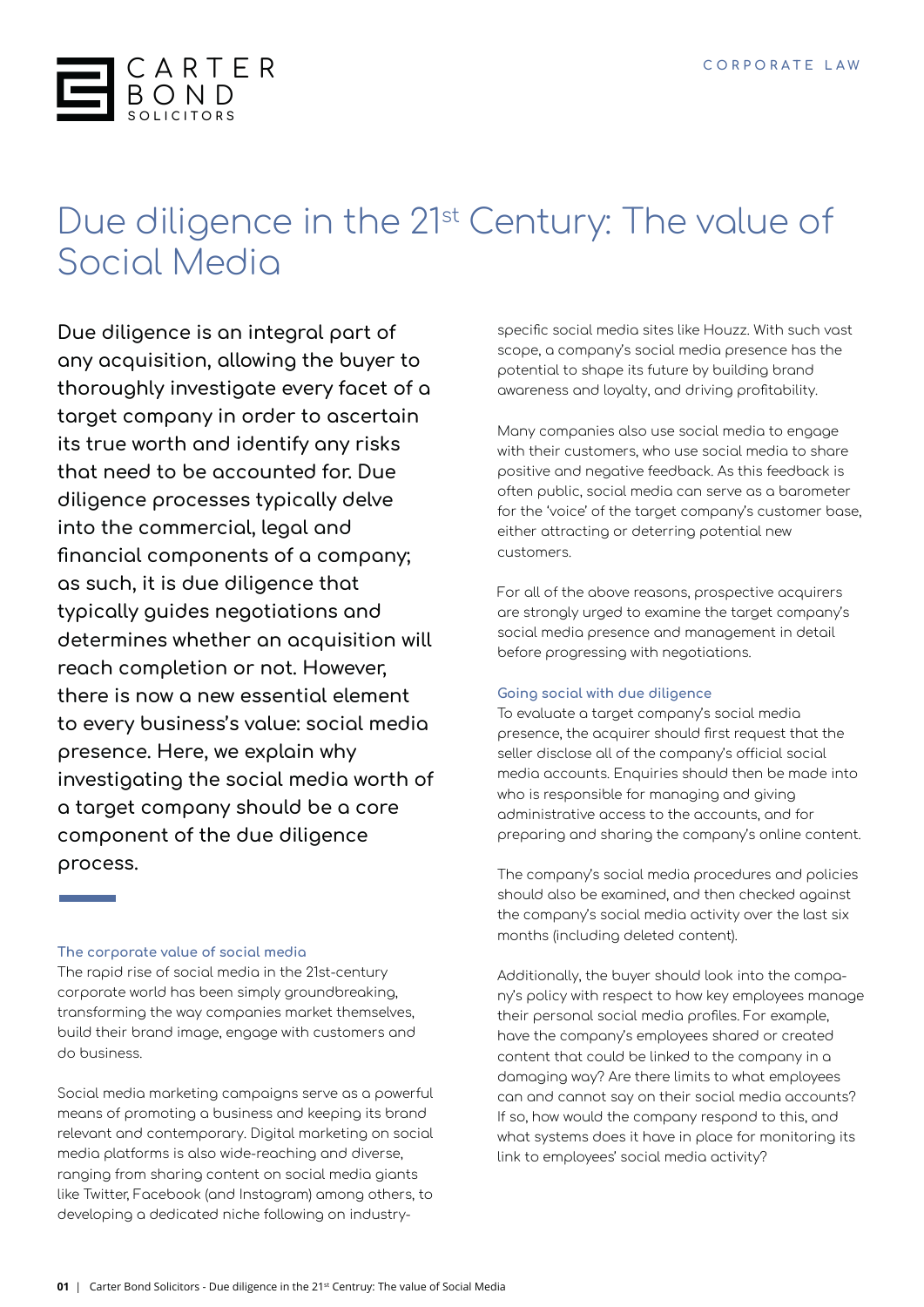CARTER BOND SOLICITORS

CORPORATE LAW

# Due diligence in the 21st Century: The value of Social Media

**Due diligence is an integral part of any acquisition, allowing the buyer to thoroughly investigate every facet of a target company in order to ascertain its true worth and identify any risks that need to be accounted for. Due diligence processes typically delve into the commercial, legal and financial components of a company; as such, it is due diligence that typically guides negotiations and determines whether an acquisition will reach completion or not. However, there is now a new essential element to every business's value: social media presence. Here, we explain why investigating the social media worth of a target company should be a core component of the due diligence process.**

## The corporate value of social media

The rapid rise of social media in the 21st-century corporate world has been simply groundbreaking, transforming the way companies market themselves, build their brand image, engage with customers and do business.

Social media marketing campaigns serve as a powerful means of promoting a business and keeping its brand relevant and contemporary. Digital marketing on social media platforms is also wide-reaching and diverse, ranging from sharing content on social media giants like Twitter, Facebook (and Instagram) among others, to developing a dedicated niche following on industry-specific social media sites like Houzz. With such vast scope, a company's social media presence has the potential to shape its future by building brand awareness and loyalty, and driving profitability.

Many companies also use social media to engage with their customers, who use social media to share positive and negative feedback. As this feedback is often public, social media can serve as a barometer for the 'voice' of the target company's customer base, either attracting or deterring potential new customers.

For all of the above reasons, prospective acquirers are strongly urged to examine the target company's social media presence and management in detail before progressing with negotiations.

## Going social with due diligence

To evaluate a target company's social media presence, the acquirer should first request that the seller disclose all of the company's official social media accounts. Enquiries should then be made into who is responsible for managing and giving administrative access to the accounts, and for preparing and sharing the company's online content.

The company's social media procedures and policies should also be examined, and then checked against the company's social media activity over the last six months (including deleted content).

Additionally, the buyer should look into the company's policy with respect to how key employees manage their personal social media profiles. For example, have the company's employees shared or created content that could be linked to the company in a damaging way? Are there limits to what employees can and cannot say on their social media accounts? If so, how would the company respond to this, and what systems does it have in place for monitoring its link to employees' social media activity?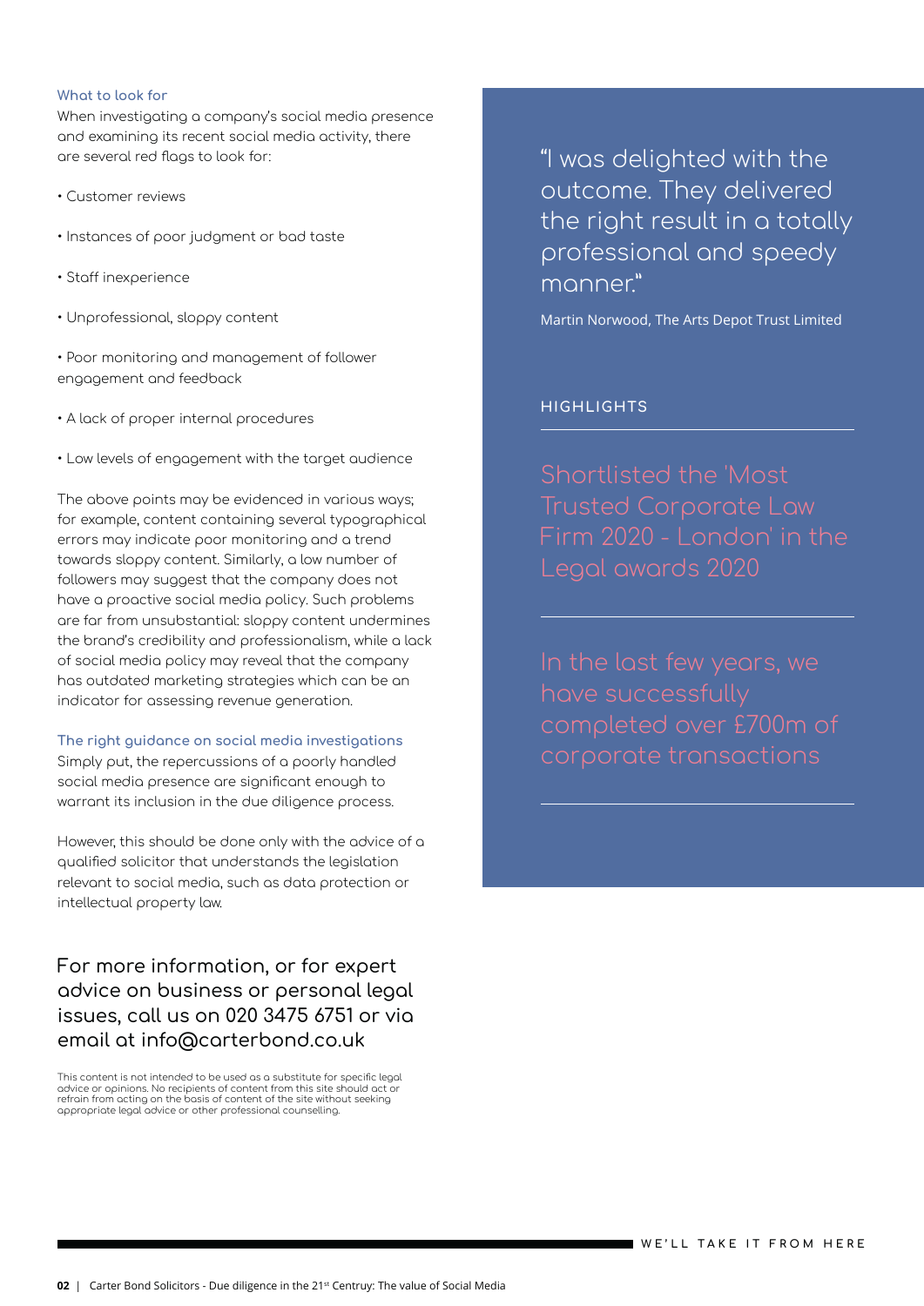### What to look for

When investigating a company's social media presence and examining its recent social media activity, there are several red flags to look for:

- Customer reviews
- Instances of poor judgment or bad taste
- Staff inexperience
- Unprofessional, sloppy content
- Poor monitoring and management of follower engagement and feedback
- A lack of proper internal procedures
- Low levels of engagement with the target audience

The above points may be evidenced in various ways; for example, content containing several typographical errors may indicate poor monitoring and a trend towards sloppy content. Similarly, a low number of followers may suggest that the company does not have a proactive social media policy. Such problems are far from unsubstantial: sloppy content undermines the brand's credibility and professionalism, while a lack of social media policy may reveal that the company has outdated marketing strategies which can be an indicator for assessing revenue generation.

### The right guidance on social media investigations

Simply put, the repercussions of a poorly handled social media presence are significant enough to warrant its inclusion in the due diligence process.

However, this should be done only with the advice of a qualified solicitor that understands the legislation relevant to social media, such as data protection or intellectual property law.

For more information, or for expert advice on business or personal legal issues, call us on 020 3475 6751 or via email at info@carterbond.co.uk

This content is not intended to be used as a substitute for specific legal advice or opinions. No recipients of content from this site should act or refrain from acting on the basis of content of the site without seeking appropriate legal advice or other professional counselling.

> "I was delighted with the outcome. They delivered the right result in a totally professional and speedy manner."
>
> Martin Norwood, The Arts Depot Trust Limited

**HIGHLIGHTS**

Shortlisted the 'Most Trusted Corporate Law Firm 2020 - London' in the Legal awards 2020

In the last few years, we have successfully completed over £700m of corporate transactions

WE'LL TAKE IT FROM HERE